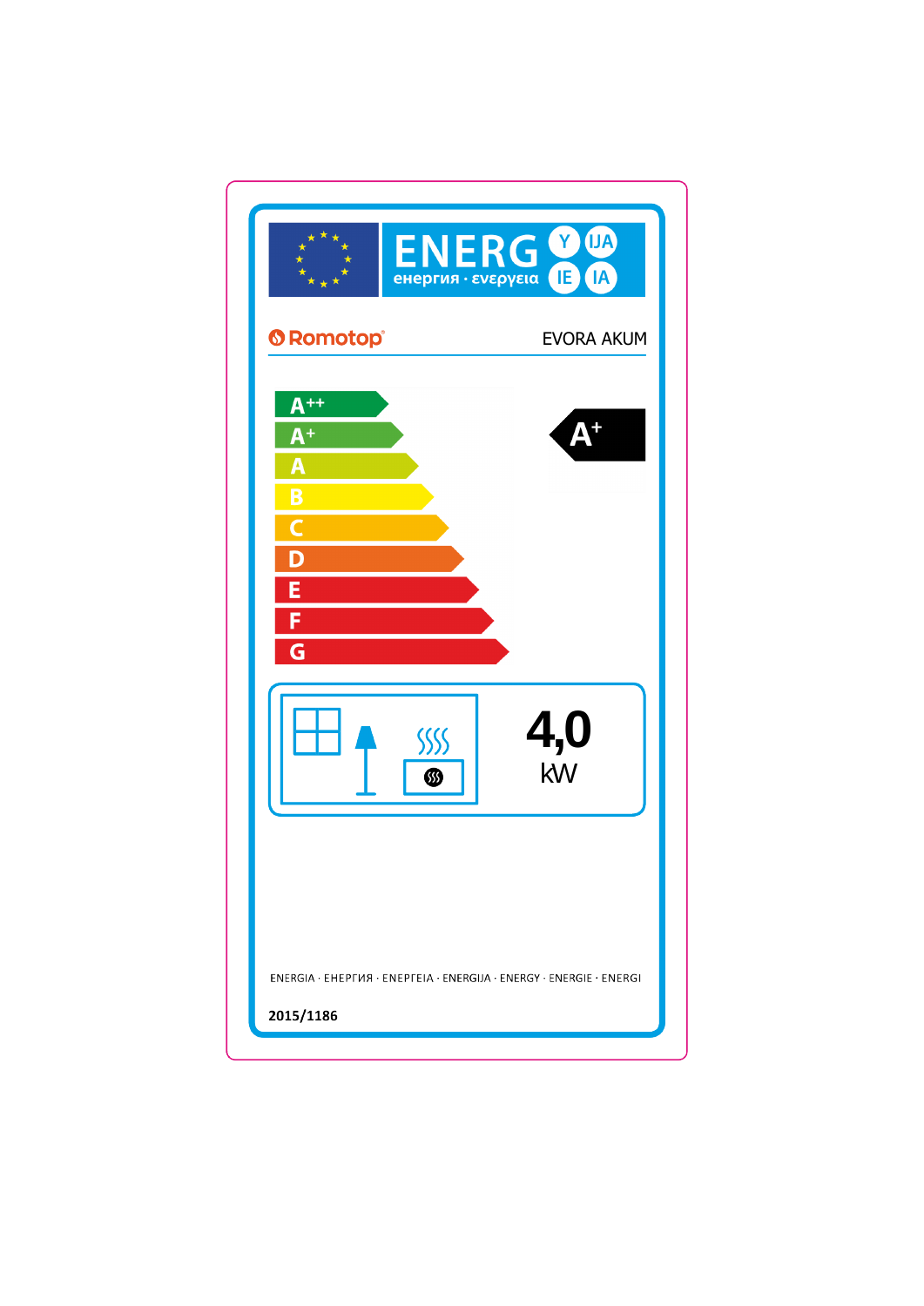# ENERG Y IJA IE IA

енергия · ενεργεια

Romotop

EVORA AKUM

A++

A+

A

B

C

D

E

F

G

**A+**

**4,0**

kW

ENERGIA · ЕНЕРГИЯ · ΕΝΕΡΓΕΙΑ · ENERGIJA · ENERGY · ENERGIE · ENERGI

2015/1186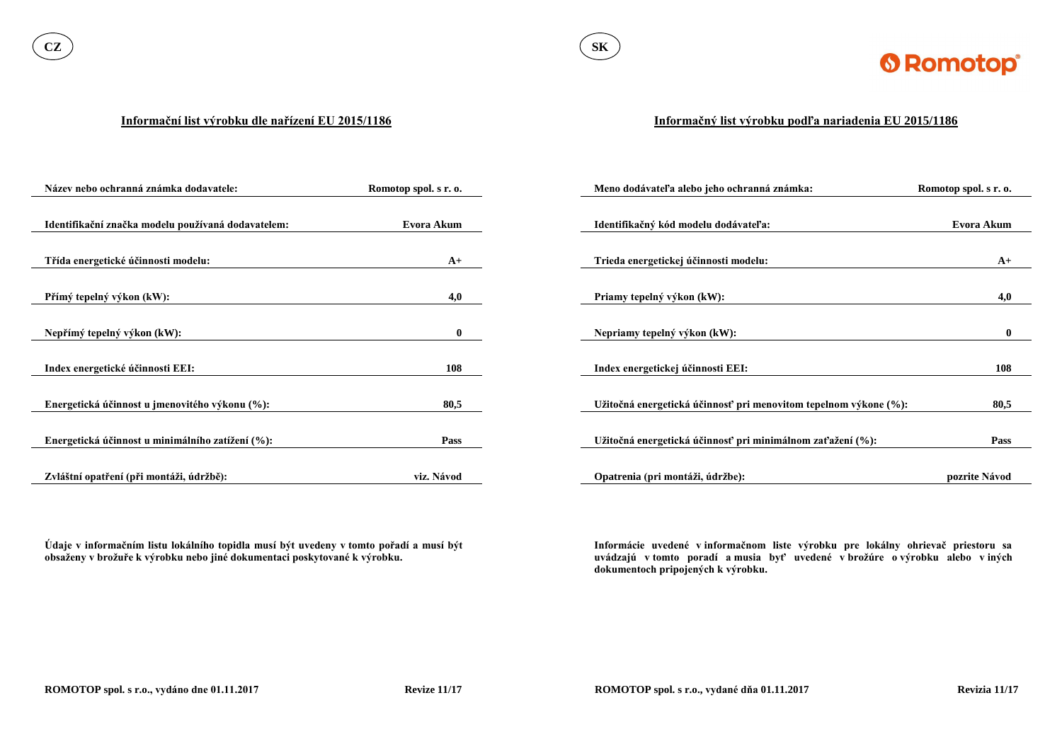CZ

## Informační list výrobku dle nařízení EU 2015/1186

| | |
|---|---|
| **Název nebo ochranná známka dodavatele:** | **Romotop spol. s r. o.** |
| **Identifikační značka modelu používaná dodavatelem:** | **Evora Akum** |
| **Třída energetické účinnosti modelu:** | **A+** |
| **Přímý tepelný výkon (kW):** | **4,0** |
| **Nepřímý tepelný výkon (kW):** | **0** |
| **Index energetické účinnosti EEI:** | **108** |
| **Energetická účinnost u jmenovitého výkonu (%):** | **80,5** |
| **Energetická účinnost u minimálního zatížení (%):** | **Pass** |
| **Zvláštní opatření (při montáži, údržbě):** | **viz. Návod** |

**Údaje v informačním listu lokálního topidla musí být uvedeny v tomto pořadí a musí být obsaženy v brožuře k výrobku nebo jiné dokumentaci poskytované k výrobku.**

**ROMOTOP spol. s r.o., vydáno dne 01.11.2017** **Revize 11/17**

SK

## Informačný list výrobku podľa nariadenia EU 2015/1186

| | |
|---|---|
| **Meno dodávateľa alebo jeho ochranná známka:** | **Romotop spol. s r. o.** |
| **Identifikačný kód modelu dodávateľa:** | **Evora Akum** |
| **Trieda energetickej účinnosti modelu:** | **A+** |
| **Priamy tepelný výkon (kW):** | **4,0** |
| **Nepriamy tepelný výkon (kW):** | **0** |
| **Index energetickej účinnosti EEI:** | **108** |
| **Užitočná energetická účinnosť pri menovitom tepelnom výkone (%):** | **80,5** |
| **Užitočná energetická účinnosť pri minimálnom zaťažení (%):** | **Pass** |
| **Opatrenia (pri montáži, údržbe):** | **pozrite Návod** |

**Informácie uvedené v informačnom liste výrobku pre lokálny ohrievač priestoru sa uvádzajú v tomto poradí a musia byť uvedené v brožúre o výrobku alebo v iných dokumentoch pripojených k výrobku.**

**ROMOTOP spol. s r.o., vydané dňa 01.11.2017** **Revizia 11/17**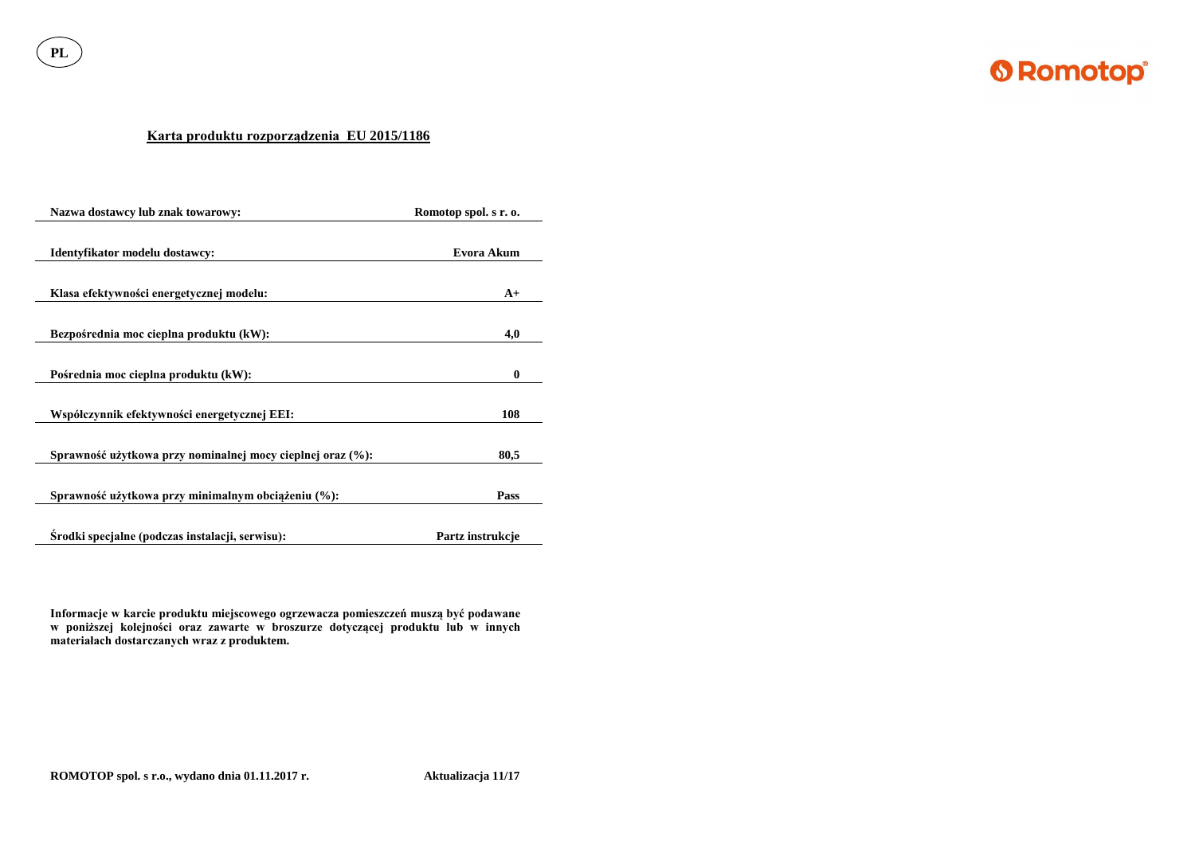PL

**Romotop**

## Karta produktu rozporządzenia EU 2015/1186

| | |
|---|---|
| **Nazwa dostawcy lub znak towarowy:** | **Romotop spol. s r. o.** |
| **Identyfikator modelu dostawcy:** | **Evora Akum** |
| **Klasa efektywności energetycznej modelu:** | **A+** |
| **Bezpośrednia moc cieplna produktu (kW):** | **4,0** |
| **Pośrednia moc cieplna produktu (kW):** | **0** |
| **Współczynnik efektywności energetycznej EEI:** | **108** |
| **Sprawność użytkowa przy nominalnej mocy cieplnej oraz (%):** | **80,5** |
| **Sprawność użytkowa przy minimalnym obciążeniu (%):** | **Pass** |
| **Środki specjalne (podczas instalacji, serwisu):** | **Partz instrukcje** |

**Informacje w karcie produktu miejscowego ogrzewacza pomieszczeń muszą być podawane w poniższej kolejności oraz zawarte w broszurze dotyczącej produktu lub w innych materiałach dostarczanych wraz z produktem.**

**ROMOTOP spol. s r.o., wydano dnia 01.11.2017 r.** **Aktualizacja 11/17**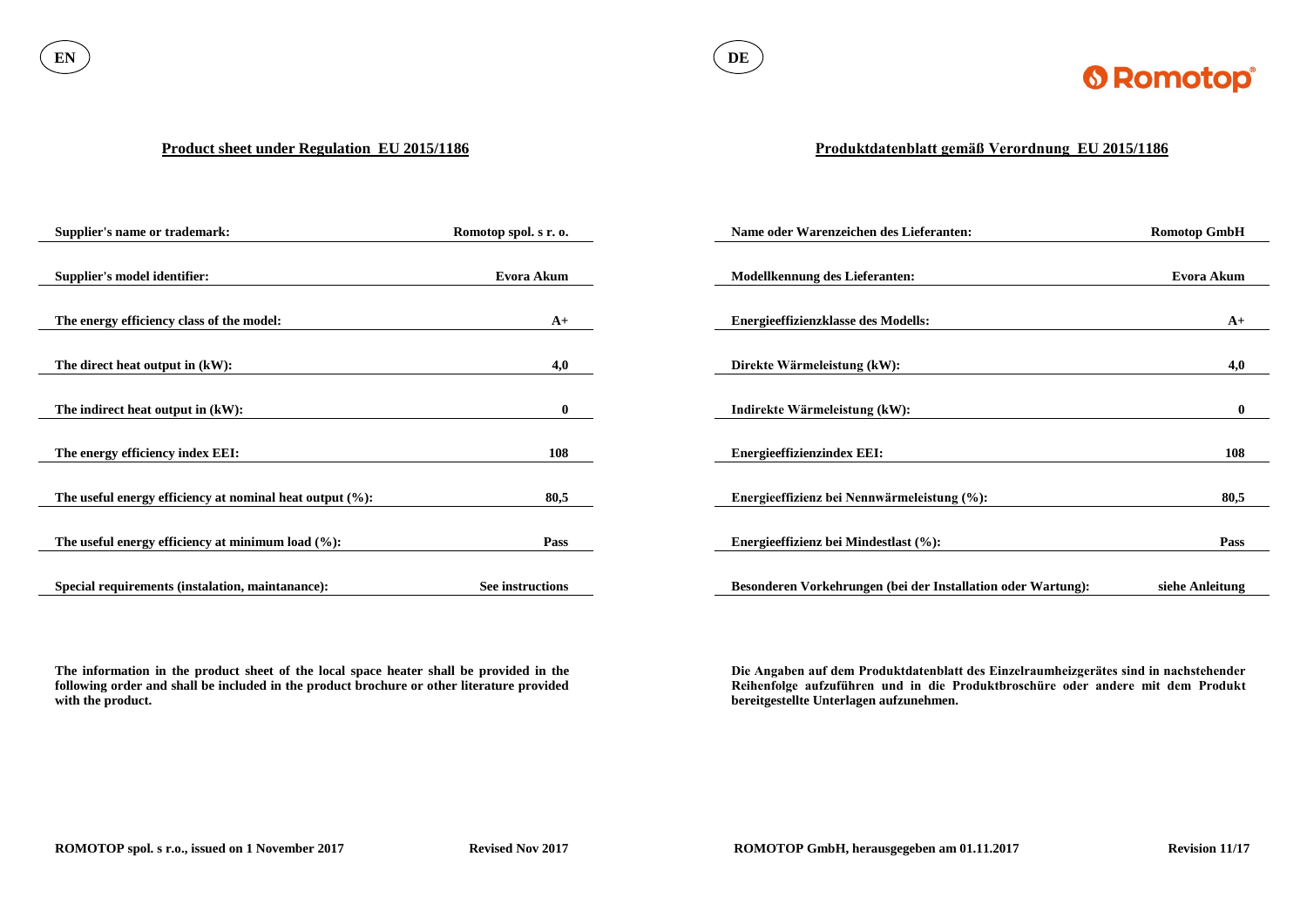EN

## Product sheet under Regulation EU 2015/1186

| | |
|---|---|
| **Supplier's name or trademark:** | **Romotop spol. s r. o.** |
| **Supplier's model identifier:** | **Evora Akum** |
| **The energy efficiency class of the model:** | **A+** |
| **The direct heat output in (kW):** | **4,0** |
| **The indirect heat output in (kW):** | **0** |
| **The energy efficiency index EEI:** | **108** |
| **The useful energy efficiency at nominal heat output (%):** | **80,5** |
| **The useful energy efficiency at minimum load (%):** | **Pass** |
| **Special requirements (instalation, maintanance):** | **See instructions** |

**The information in the product sheet of the local space heater shall be provided in the following order and shall be included in the product brochure or other literature provided with the product.**

**ROMOTOP spol. s r.o., issued on 1 November 2017** **Revised Nov 2017**

DE

## Produktdatenblatt gemäß Verordnung EU 2015/1186

| | |
|---|---|
| **Name oder Warenzeichen des Lieferanten:** | **Romotop GmbH** |
| **Modellkennung des Lieferanten:** | **Evora Akum** |
| **Energieeffizienzklasse des Modells:** | **A+** |
| **Direkte Wärmeleistung (kW):** | **4,0** |
| **Indirekte Wärmeleistung (kW):** | **0** |
| **Energieeffizienzindex EEI:** | **108** |
| **Energieeffizienz bei Nennwärmeleistung (%):** | **80,5** |
| **Energieeffizienz bei Mindestlast (%):** | **Pass** |
| **Besonderen Vorkehrungen (bei der Installation oder Wartung):** | **siehe Anleitung** |

**Die Angaben auf dem Produktdatenblatt des Einzelraumheizgerätes sind in nachstehender Reihenfolge aufzuführen und in die Produktbroschüre oder andere mit dem Produkt bereitgestellte Unterlagen aufzunehmen.**

**ROMOTOP GmbH, herausgegeben am 01.11.2017** **Revision 11/17**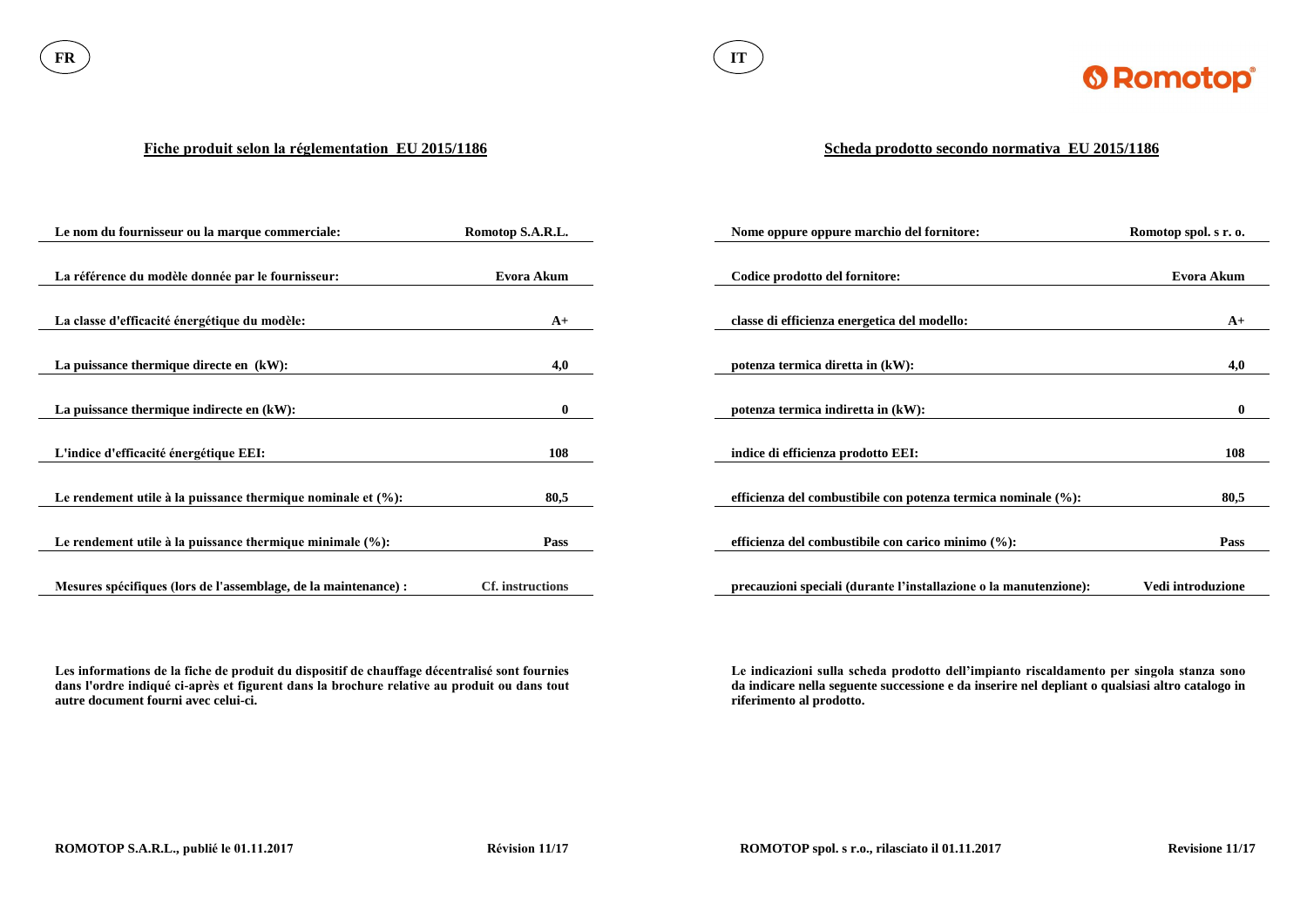FR

## Fiche produit selon la réglementation EU 2015/1186

| | |
|---|---|
| **Le nom du fournisseur ou la marque commerciale:** | **Romotop S.A.R.L.** |
| **La référence du modèle donnée par le fournisseur:** | **Evora Akum** |
| **La classe d'efficacité énergétique du modèle:** | **A+** |
| **La puissance thermique directe en (kW):** | **4,0** |
| **La puissance thermique indirecte en (kW):** | **0** |
| **L'indice d'efficacité énergétique EEI:** | **108** |
| **Le rendement utile à la puissance thermique nominale et (%):** | **80,5** |
| **Le rendement utile à la puissance thermique minimale (%):** | **Pass** |
| **Mesures spécifiques (lors de l'assemblage, de la maintenance) :** | **Cf. instructions** |

**Les informations de la fiche de produit du dispositif de chauffage décentralisé sont fournies dans l'ordre indiqué ci-après et figurent dans la brochure relative au produit ou dans tout autre document fourni avec celui-ci.**

**ROMOTOP S.A.R.L., publié le 01.11.2017** — **Révision 11/17**

IT

## Scheda prodotto secondo normativa EU 2015/1186

| | |
|---|---|
| **Nome oppure oppure marchio del fornitore:** | **Romotop spol. s r. o.** |
| **Codice prodotto del fornitore:** | **Evora Akum** |
| **classe di efficienza energetica del modello:** | **A+** |
| **potenza termica diretta in (kW):** | **4,0** |
| **potenza termica indiretta in (kW):** | **0** |
| **indice di efficienza prodotto EEI:** | **108** |
| **efficienza del combustibile con potenza termica nominale (%):** | **80,5** |
| **efficienza del combustibile con carico minimo (%):** | **Pass** |
| **precauzioni speciali (durante l'installazione o la manutenzione):** | **Vedi introduzione** |

**Le indicazioni sulla scheda prodotto dell'impianto riscaldamento per singola stanza sono da indicare nella seguente successione e da inserire nel depliant o qualsiasi altro catalogo in riferimento al prodotto.**

**ROMOTOP spol. s r.o., rilasciato il 01.11.2017** — **Revisione 11/17**